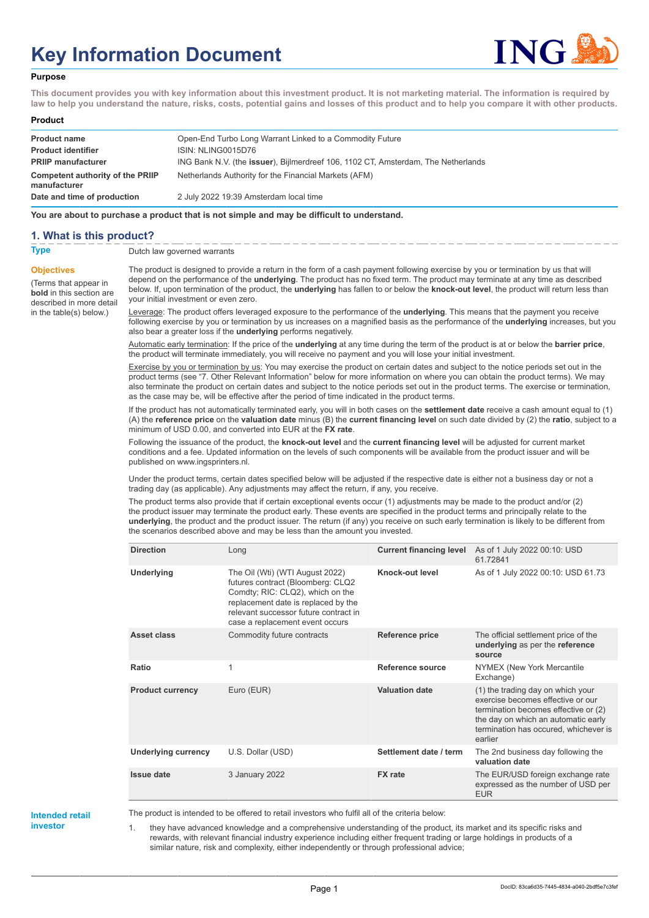# Key Information Document

**Purpose**

**This document provides you with key information about this investment product. It is not marketing material. The information is required by law to help you understand the nature, risks, costs, potential gains and losses of this product and to help you compare it with other products.**

**Product**

| | |
|---|---|
| **Product name** | Open-End Turbo Long Warrant Linked to a Commodity Future |
| **Product identifier** | ISIN: NLING0015D76 |
| **PRIIP manufacturer** | ING Bank N.V. (the **issuer**), Bijlmerdreef 106, 1102 CT, Amsterdam, The Netherlands |
| **Competent authority of the PRIIP manufacturer** | Netherlands Authority for the Financial Markets (AFM) |
| **Date and time of production** | 2 July 2022 19:39 Amsterdam local time |

**You are about to purchase a product that is not simple and may be difficult to understand.**

## 1. What is this product?

**Type**

Dutch law governed warrants

**Objectives**

(Terms that appear in **bold** in this section are described in more detail in the table(s) below.)

The product is designed to provide a return in the form of a cash payment following exercise by you or termination by us that will depend on the performance of the **underlying**. The product has no fixed term. The product may terminate at any time as described below. If, upon termination of the product, the **underlying** has fallen to or below the **knock-out level**, the product will return less than your initial investment or even zero.

Leverage: The product offers leveraged exposure to the performance of the **underlying**. This means that the payment you receive following exercise by you or termination by us increases on a magnified basis as the performance of the **underlying** increases, but you also bear a greater loss if the **underlying** performs negatively.

Automatic early termination: If the price of the **underlying** at any time during the term of the product is at or below the **barrier price**, the product will terminate immediately, you will receive no payment and you will lose your initial investment.

Exercise by you or termination by us: You may exercise the product on certain dates and subject to the notice periods set out in the product terms (see "7. Other Relevant Information" below for more information on where you can obtain the product terms). We may also terminate the product on certain dates and subject to the notice periods set out in the product terms. The exercise or termination, as the case may be, will be effective after the period of time indicated in the product terms.

If the product has not automatically terminated early, you will in both cases on the **settlement date** receive a cash amount equal to (1) (A) the **reference price** on the **valuation date** minus (B) the **current financing level** on such date divided by (2) the **ratio**, subject to a minimum of USD 0.00, and converted into EUR at the **FX rate**.

Following the issuance of the product, the **knock-out level** and the **current financing level** will be adjusted for current market conditions and a fee. Updated information on the levels of such components will be available from the product issuer and will be published on www.ingsprinters.nl.

Under the product terms, certain dates specified below will be adjusted if the respective date is either not a business day or not a trading day (as applicable). Any adjustments may affect the return, if any, you receive.

The product terms also provide that if certain exceptional events occur (1) adjustments may be made to the product and/or (2) the product issuer may terminate the product early. These events are specified in the product terms and principally relate to the **underlying**, the product and the product issuer. The return (if any) you receive on such early termination is likely to be different from the scenarios described above and may be less than the amount you invested.

| | | | |
|---|---|---|---|
| **Direction** | Long | **Current financing level** | As of 1 July 2022 00:10: USD 61.72841 |
| **Underlying** | The Oil (Wti) (WTI August 2022) futures contract (Bloomberg: CLQ2 Comdty; RIC: CLQ2), which on the replacement date is replaced by the relevant successor future contract in case a replacement event occurs | **Knock-out level** | As of 1 July 2022 00:10: USD 61.73 |
| **Asset class** | Commodity future contracts | **Reference price** | The official settlement price of the **underlying** as per the **reference source** |
| **Ratio** | 1 | **Reference source** | NYMEX (New York Mercantile Exchange) |
| **Product currency** | Euro (EUR) | **Valuation date** | (1) the trading day on which your exercise becomes effective or our termination becomes effective or (2) the day on which an automatic early termination has occured, whichever is earlier |
| **Underlying currency** | U.S. Dollar (USD) | **Settlement date / term** | The 2nd business day following the **valuation date** |
| **Issue date** | 3 January 2022 | **FX rate** | The EUR/USD foreign exchange rate expressed as the number of USD per EUR |

**Intended retail investor**

The product is intended to be offered to retail investors who fulfil all of the criteria below:

1. they have advanced knowledge and a comprehensive understanding of the product, its market and its specific risks and rewards, with relevant financial industry experience including either frequent trading or large holdings in products of a similar nature, risk and complexity, either independently or through professional advice;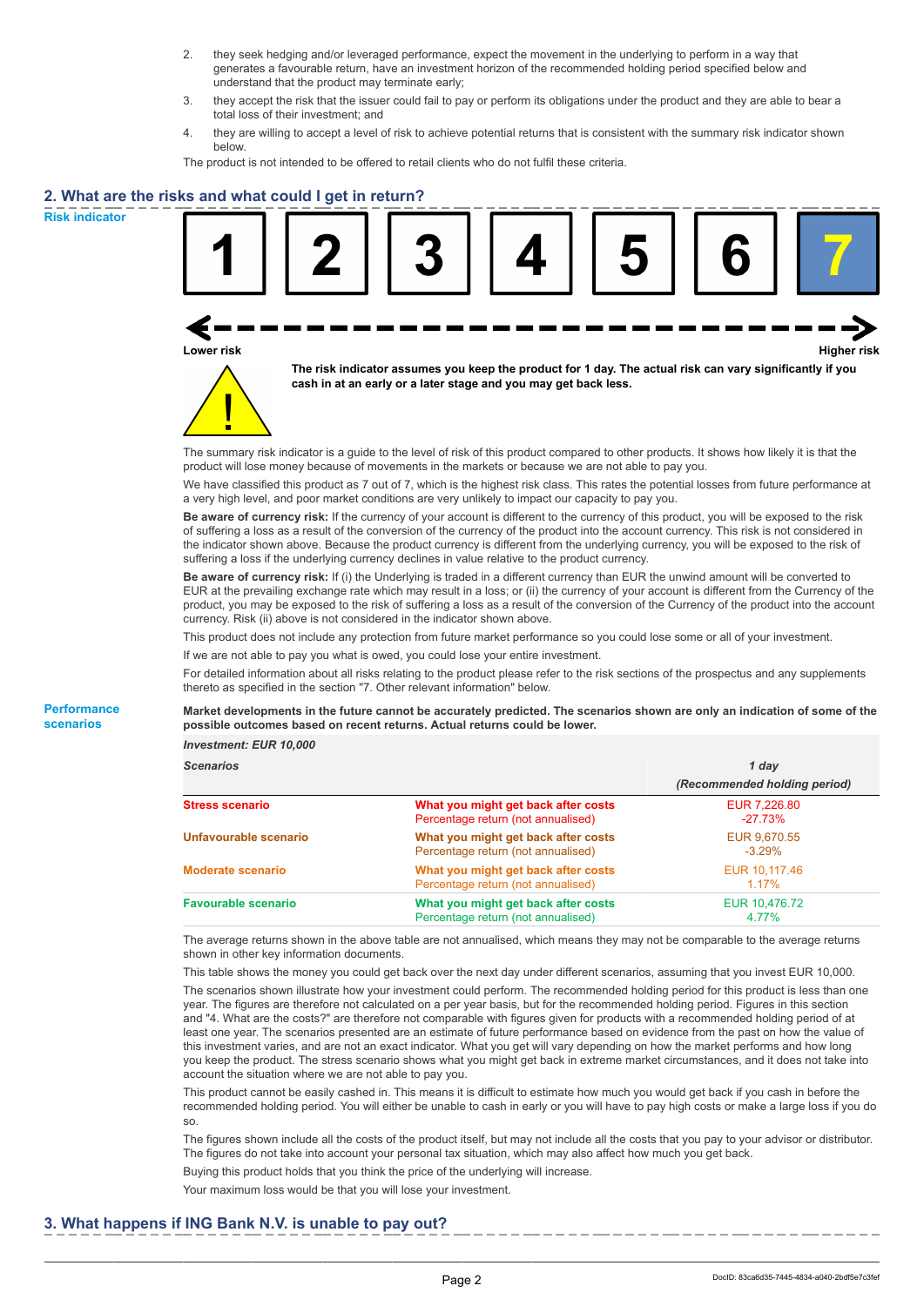2. they seek hedging and/or leveraged performance, expect the movement in the underlying to perform in a way that generates a favourable return, have an investment horizon of the recommended holding period specified below and understand that the product may terminate early;
3. they accept the risk that the issuer could fail to pay or perform its obligations under the product and they are able to bear a total loss of their investment; and
4. they are willing to accept a level of risk to achieve potential returns that is consistent with the summary risk indicator shown below.

The product is not intended to be offered to retail clients who do not fulfil these criteria.

## 2. What are the risks and what could I get in return?

**Risk indicator**

| 1 | 2 | 3 | 4 | 5 | 6 | **7** |
|---|---|---|---|---|---|---|

Lower risk — Higher risk

**The risk indicator assumes you keep the product for 1 day. The actual risk can vary significantly if you cash in at an early or a later stage and you may get back less.**

The summary risk indicator is a guide to the level of risk of this product compared to other products. It shows how likely it is that the product will lose money because of movements in the markets or because we are not able to pay you.

We have classified this product as 7 out of 7, which is the highest risk class. This rates the potential losses from future performance at a very high level, and poor market conditions are very unlikely to impact our capacity to pay you.

**Be aware of currency risk:** If the currency of your account is different to the currency of this product, you will be exposed to the risk of suffering a loss as a result of the conversion of the currency of the product into the account currency. This risk is not considered in the indicator shown above. Because the product currency is different from the underlying currency, you will be exposed to the risk of suffering a loss if the underlying currency declines in value relative to the product currency.

**Be aware of currency risk:** If (i) the Underlying is traded in a different currency than EUR the unwind amount will be converted to EUR at the prevailing exchange rate which may result in a loss; or (ii) the currency of your account is different from the Currency of the product, you may be exposed to the risk of suffering a loss as a result of the conversion of the Currency of the product into the account currency. Risk (ii) above is not considered in the indicator shown above.

This product does not include any protection from future market performance so you could lose some or all of your investment.

If we are not able to pay you what is owed, you could lose your entire investment.

For detailed information about all risks relating to the product please refer to the risk sections of the prospectus and any supplements thereto as specified in the section "7. Other relevant information" below.

**Performance scenarios**

**Market developments in the future cannot be accurately predicted. The scenarios shown are only an indication of some of the possible outcomes based on recent returns. Actual returns could be lower.**

*Investment: EUR 10,000*

| *Scenarios* | | *1 day (Recommended holding period)* |
|---|---|---|
| **Stress scenario** | **What you might get back after costs** | EUR 7,226.80 |
| | Percentage return (not annualised) | -27.73% |
| **Unfavourable scenario** | **What you might get back after costs** | EUR 9,670.55 |
| | Percentage return (not annualised) | -3.29% |
| **Moderate scenario** | **What you might get back after costs** | EUR 10,117.46 |
| | Percentage return (not annualised) | 1.17% |
| **Favourable scenario** | **What you might get back after costs** | EUR 10,476.72 |
| | Percentage return (not annualised) | 4.77% |

The average returns shown in the above table are not annualised, which means they may not be comparable to the average returns shown in other key information documents.

This table shows the money you could get back over the next day under different scenarios, assuming that you invest EUR 10,000.

The scenarios shown illustrate how your investment could perform. The recommended holding period for this product is less than one year. The figures are therefore not calculated on a per year basis, but for the recommended holding period. Figures in this section and "4. What are the costs?" are therefore not comparable with figures given for products with a recommended holding period of at least one year. The scenarios presented are an estimate of future performance based on evidence from the past on how the value of this investment varies, and are not an exact indicator. What you get will vary depending on how the market performs and how long you keep the product. The stress scenario shows what you might get back in extreme market circumstances, and it does not take into account the situation where we are not able to pay you.

This product cannot be easily cashed in. This means it is difficult to estimate how much you would get back if you cash in before the recommended holding period. You will either be unable to cash in early or you will have to pay high costs or make a large loss if you do so.

The figures shown include all the costs of the product itself, but may not include all the costs that you pay to your advisor or distributor. The figures do not take into account your personal tax situation, which may also affect how much you get back.

Buying this product holds that you think the price of the underlying will increase.

Your maximum loss would be that you will lose your investment.

## 3. What happens if ING Bank N.V. is unable to pay out?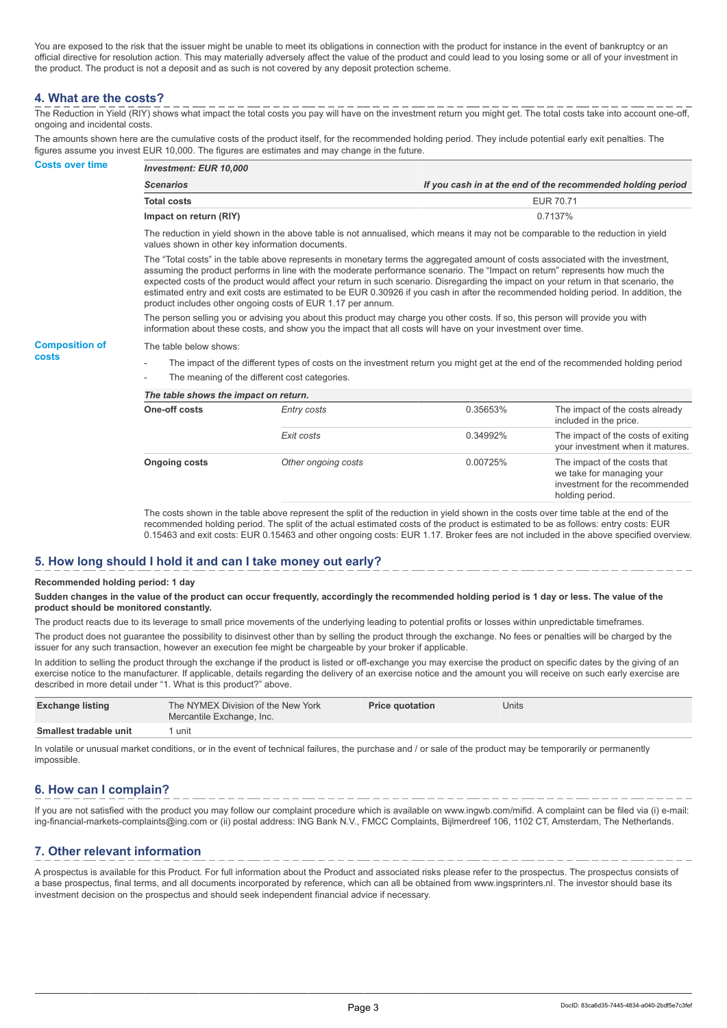You are exposed to the risk that the issuer might be unable to meet its obligations in connection with the product for instance in the event of bankruptcy or an official directive for resolution action. This may materially adversely affect the value of the product and could lead to you losing some or all of your investment in the product. The product is not a deposit and as such is not covered by any deposit protection scheme.

## 4. What are the costs?

The Reduction in Yield (RIY) shows what impact the total costs you pay will have on the investment return you might get. The total costs take into account one-off, ongoing and incidental costs.

The amounts shown here are the cumulative costs of the product itself, for the recommended holding period. They include potential early exit penalties. The figures assume you invest EUR 10,000. The figures are estimates and may change in the future.

**Costs over time**

| *Investment: EUR 10,000* | |
|---|---|
| ***Scenarios*** | ***If you cash in at the end of the recommended holding period*** |
| **Total costs** | EUR 70.71 |
| **Impact on return (RIY)** | 0.7137% |

The reduction in yield shown in the above table is not annualised, which means it may not be comparable to the reduction in yield values shown in other key information documents.

The "Total costs" in the table above represents in monetary terms the aggregated amount of costs associated with the investment, assuming the product performs in line with the moderate performance scenario. The "Impact on return" represents how much the expected costs of the product would affect your return in such scenario. Disregarding the impact on your return in that scenario, the estimated entry and exit costs are estimated to be EUR 0.30926 if you cash in after the recommended holding period. In addition, the product includes other ongoing costs of EUR 1.17 per annum.

The person selling you or advising you about this product may charge you other costs. If so, this person will provide you with information about these costs, and show you the impact that all costs will have on your investment over time.

**Composition of costs**

The table below shows:

- The impact of the different types of costs on the investment return you might get at the end of the recommended holding period
- The meaning of the different cost categories.

| *The table shows the impact on return.* | | | |
|---|---|---|---|
| **One-off costs** | *Entry costs* | 0.35653% | The impact of the costs already included in the price. |
| | *Exit costs* | 0.34992% | The impact of the costs of exiting your investment when it matures. |
| **Ongoing costs** | *Other ongoing costs* | 0.00725% | The impact of the costs that we take for managing your investment for the recommended holding period. |

The costs shown in the table above represent the split of the reduction in yield shown in the costs over time table at the end of the recommended holding period. The split of the actual estimated costs of the product is estimated to be as follows: entry costs: EUR 0.15463 and exit costs: EUR 0.15463 and other ongoing costs: EUR 1.17. Broker fees are not included in the above specified overview.

## 5. How long should I hold it and can I take money out early?

**Recommended holding period: 1 day**

**Sudden changes in the value of the product can occur frequently, accordingly the recommended holding period is 1 day or less. The value of the product should be monitored constantly.**

The product reacts due to its leverage to small price movements of the underlying leading to potential profits or losses within unpredictable timeframes.

The product does not guarantee the possibility to disinvest other than by selling the product through the exchange. No fees or penalties will be charged by the issuer for any such transaction, however an execution fee might be chargeable by your broker if applicable.

In addition to selling the product through the exchange if the product is listed or off-exchange you may exercise the product on specific dates by the giving of an exercise notice to the manufacturer. If applicable, details regarding the delivery of an exercise notice and the amount you will receive on such early exercise are described in more detail under "1. What is this product?" above.

| | | | |
|---|---|---|---|
| **Exchange listing** | The NYMEX Division of the New York Mercantile Exchange, Inc. | **Price quotation** | Units |
| **Smallest tradable unit** | 1 unit | | |

In volatile or unusual market conditions, or in the event of technical failures, the purchase and / or sale of the product may be temporarily or permanently impossible.

## 6. How can I complain?

If you are not satisfied with the product you may follow our complaint procedure which is available on www.ingwb.com/mifid. A complaint can be filed via (i) e-mail: ing-financial-markets-complaints@ing.com or (ii) postal address: ING Bank N.V., FMCC Complaints, Bijlmerdreef 106, 1102 CT, Amsterdam, The Netherlands.

## 7. Other relevant information

A prospectus is available for this Product. For full information about the Product and associated risks please refer to the prospectus. The prospectus consists of a base prospectus, final terms, and all documents incorporated by reference, which can all be obtained from www.ingsprinters.nl. The investor should base its investment decision on the prospectus and should seek independent financial advice if necessary.